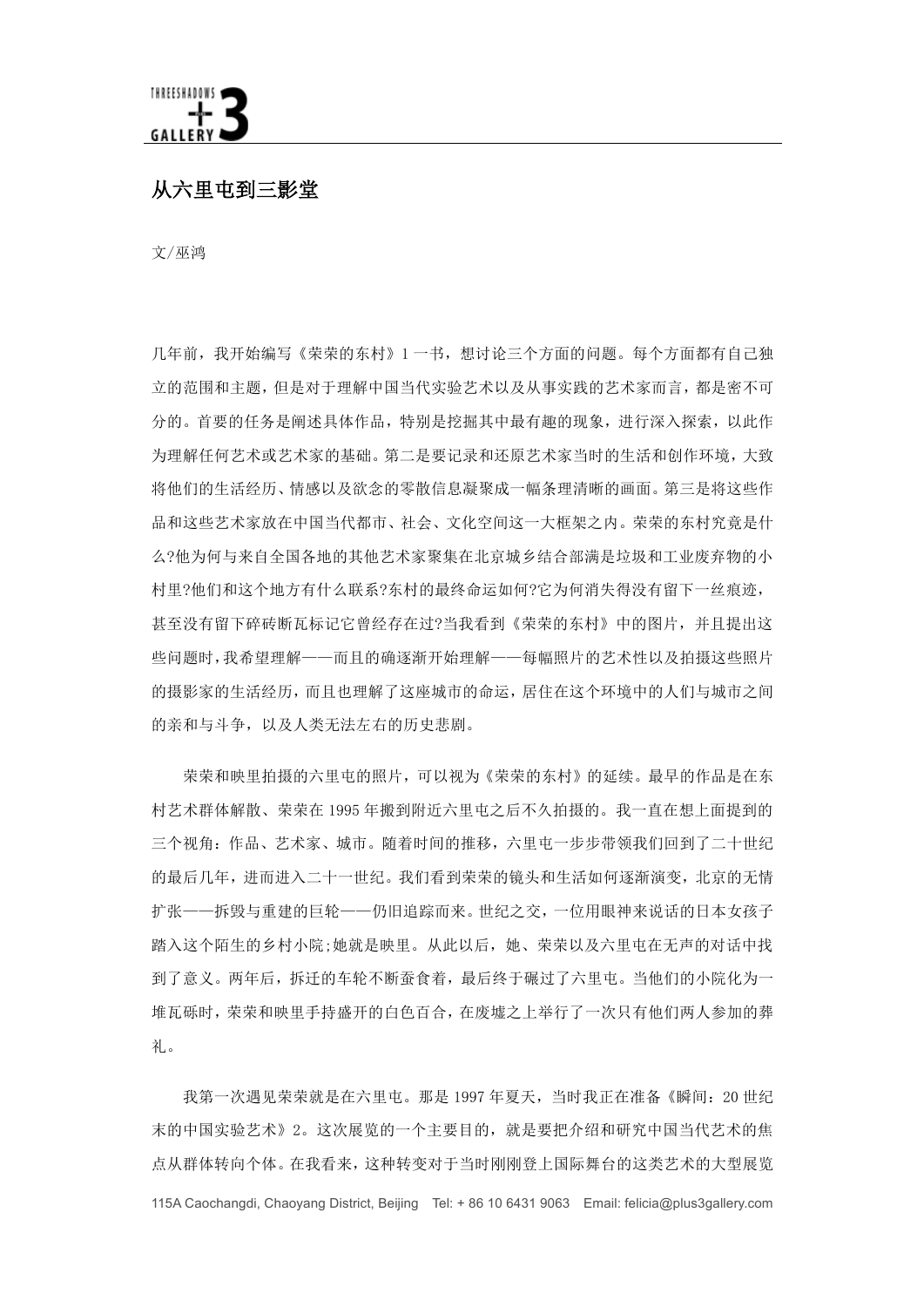# 从六里屯到三影堂

文/巫鸿

几年前，我开始编写《荣荣的东村》[1]一书，想讨论三个方面的问题。每个方面都有自己独立的范围和主题，但是对于理解中国当代实验艺术以及从事实践的艺术家而言，都是密不可分的。首要的任务是阐述具体作品，特别是挖掘其中最有趣的现象，进行深入探索，以此作为理解任何艺术或艺术家的基础。第二是要记录和还原艺术家当时的生活和创作环境，大致将他们的生活经历、情感以及欲念的零散信息凝聚成一幅条理清晰的画面。第三是将这些作品和这些艺术家放在中国当代都市、社会、文化空间这一大框架之内。荣荣的东村究竟是什么?他为何与来自全国各地的其他艺术家聚集在北京城乡结合部满是垃圾和工业废弃物的小村里?他们和这个地方有什么联系?东村的最终命运如何?它为何消失得没有留下一丝痕迹，甚至没有留下碎砖断瓦标记它曾经存在过?当我看到《荣荣的东村》中的图片，并且提出这些问题时，我希望理解——而且的确逐渐开始理解——每幅照片的艺术性以及拍摄这些照片的摄影家的生活经历，而且也理解了这座城市的命运，居住在这个环境中的人们与城市之间的亲和与斗争，以及人类无法左右的历史悲剧。

荣荣和映里拍摄的六里屯的照片，可以视为《荣荣的东村》的延续。最早的作品是在东村艺术群体解散、荣荣在 1995 年搬到附近六里屯之后不久拍摄的。我一直在想上面提到的三个视角：作品、艺术家、城市。随着时间的推移，六里屯一步步带领我们回到了二十世纪的最后几年，进而进入二十一世纪。我们看到荣荣的镜头和生活如何逐渐演变，北京的无情扩张——拆毁与重建的巨轮——仍旧追踪而来。世纪之交，一位用眼神来说话的日本女孩子踏入这个陌生的乡村小院;她就是映里。从此以后，她、荣荣以及六里屯在无声的对话中找到了意义。两年后，拆迁的车轮不断蚕食着，最后终于碾过了六里屯。当他们的小院化为一堆瓦砾时，荣荣和映里手持盛开的白色百合，在废墟之上举行了一次只有他们两人参加的葬礼。

我第一次遇见荣荣就是在六里屯。那是 1997 年夏天，当时我正在准备《瞬间：20 世纪末的中国实验艺术》[2]。这次展览的一个主要目的，就是要把介绍和研究中国当代艺术的焦点从群体转向个体。在我看来，这种转变对于当时刚刚登上国际舞台的这类艺术的大型展览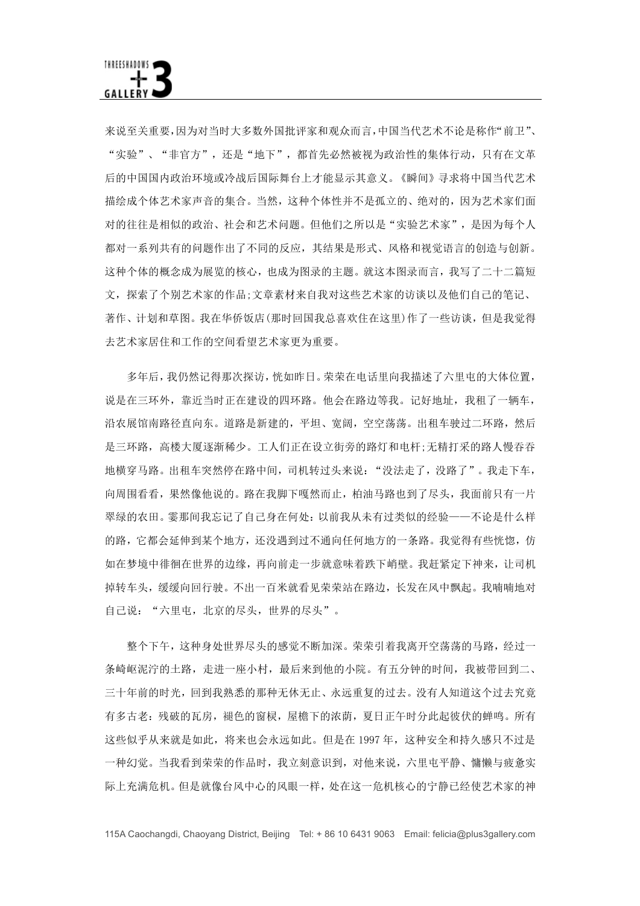来说至关重要，因为对当时大多数外国批评家和观众而言，中国当代艺术不论是称作"前卫"、"实验"、"非官方"，还是"地下"，都首先必然被视为政治性的集体行动，只有在文革后的中国国内政治环境或冷战后国际舞台上才能显示其意义。《瞬间》寻求将中国当代艺术描绘成个体艺术家声音的集合。当然，这种个体性并不是孤立的、绝对的，因为艺术家们面对的往往是相似的政治、社会和艺术问题。但他们之所以是"实验艺术家"，是因为每个人都对一系列共有的问题作出了不同的反应，其结果是形式、风格和视觉语言的创造与创新。这种个体的概念成为展览的核心，也成为图录的主题。就这本图录而言，我写了二十二篇短文，探索了个别艺术家的作品;文章素材来自我对这些艺术家的访谈以及他们自己的笔记、著作、计划和草图。我在华侨饭店(那时回国我总喜欢住在这里)作了一些访谈，但是我觉得去艺术家居住和工作的空间看望艺术家更为重要。

多年后，我仍然记得那次探访，恍如昨日。荣荣在电话里向我描述了六里屯的大体位置，说是在三环外，靠近当时正在建设的四环路。他会在路边等我。记好地址，我租了一辆车，沿农展馆南路径直向东。道路是新建的，平坦、宽阔，空空荡荡。出租车驶过二环路，然后是三环路，高楼大厦逐渐稀少。工人们正在设立街旁的路灯和电杆;无精打采的路人慢吞吞地横穿马路。出租车突然停在路中间，司机转过头来说："没法走了，没路了"。我走下车，向周围看看，果然像他说的。路在我脚下嘎然而止，柏油马路也到了尽头，我面前只有一片翠绿的农田。霎那间我忘记了自己身在何处：以前我从未有过类似的经验——不论是什么样的路，它都会延伸到某个地方，还没遇到过不通向任何地方的一条路。我觉得有些恍惚，仿如在梦境中徘徊在世界的边缘，再向前走一步就意味着跌下峭壁。我赶紧定下神来，让司机掉转车头，缓缓向回行驶。不出一百米就看见荣荣站在路边，长发在风中飘起。我喃喃地对自己说："六里屯，北京的尽头，世界的尽头"。

整个下午，这种身处世界尽头的感觉不断加深。荣荣引着我离开空荡荡的马路，经过一条崎岖泥泞的土路，走进一座小村，最后来到他的小院。有五分钟的时间，我被带回到二、三十年前的时光，回到我熟悉的那种无休无止、永远重复的过去。没有人知道这个过去究竟有多古老：残破的瓦房，褪色的窗棂，屋檐下的浓荫，夏日正午时分此起彼伏的蝉鸣。所有这些似乎从来就是如此，将来也会永远如此。但是在 1997 年，这种安全和持久感只不过是一种幻觉。当我看到荣荣的作品时，我立刻意识到，对他来说，六里屯平静、慵懒与疲惫实际上充满危机。但是就像台风中心的风眼一样，处在这一危机核心的宁静已经使艺术家的神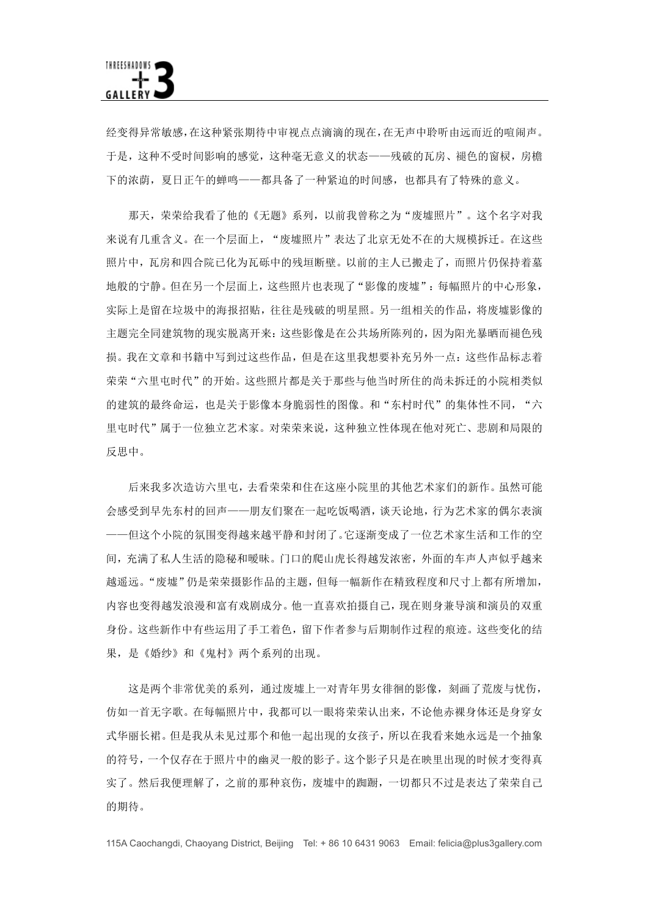经变得异常敏感，在这种紧张期待中审视点点滴滴的现在，在无声中聆听由远而近的喧闹声。于是，这种不受时间影响的感觉，这种毫无意义的状态——残破的瓦房、褪色的窗棂，房檐下的浓荫，夏日正午的蝉鸣——都具备了一种紧迫的时间感，也都具有了特殊的意义。

那天，荣荣给我看了他的《无题》系列，以前我曾称之为"废墟照片"。这个名字对我来说有几重含义。在一个层面上，"废墟照片"表达了北京无处不在的大规模拆迁。在这些照片中，瓦房和四合院已化为瓦砾中的残垣断壁。以前的主人已搬走了，而照片仍保持着墓地般的宁静。但在另一个层面上，这些照片也表现了"影像的废墟"：每幅照片的中心形象，实际上是留在垃圾中的海报招贴，往往是残破的明星照。另一组相关的作品，将废墟影像的主题完全同建筑物的现实脱离开来：这些影像是在公共场所陈列的，因为阳光暴晒而褪色残损。我在文章和书籍中写到过这些作品，但是在这里我想要补充另外一点：这些作品标志着荣荣"六里屯时代"的开始。这些照片都是关于那些与他当时所住的尚未拆迁的小院相类似的建筑的最终命运，也是关于影像本身脆弱性的图像。和"东村时代"的集体性不同，"六里屯时代"属于一位独立艺术家。对荣荣来说，这种独立性体现在他对死亡、悲剧和局限的反思中。

后来我多次造访六里屯，去看荣荣和住在这座小院里的其他艺术家们的新作。虽然可能会感受到早先东村的回声——朋友们聚在一起吃饭喝酒，谈天论地，行为艺术家的偶尔表演——但这个小院的氛围变得越来越平静和封闭了。它逐渐变成了一位艺术家生活和工作的空间，充满了私人生活的隐秘和暧昧。门口的爬山虎长得越发浓密，外面的车声人声似乎越来越遥远。"废墟"仍是荣荣摄影作品的主题，但每一幅新作在精致程度和尺寸上都有所增加，内容也变得越发浪漫和富有戏剧成分。他一直喜欢拍摄自己，现在则身兼导演和演员的双重身份。这些新作中有些运用了手工着色，留下作者参与后期制作过程的痕迹。这些变化的结果，是《婚纱》和《鬼村》两个系列的出现。

这是两个非常优美的系列，通过废墟上一对青年男女徘徊的影像，刻画了荒废与忧伤，仿如一首无字歌。在每幅照片中，我都可以一眼将荣荣认出来，不论他赤裸身体还是身穿女式华丽长裙。但是我从未见过那个和他一起出现的女孩子，所以在我看来她永远是一个抽象的符号，一个仅存在于照片中的幽灵一般的影子。这个影子只是在映里出现的时候才变得真实了。然后我便理解了，之前的那种哀伤，废墟中的踟蹰，一切都只不过是表达了荣荣自己的期待。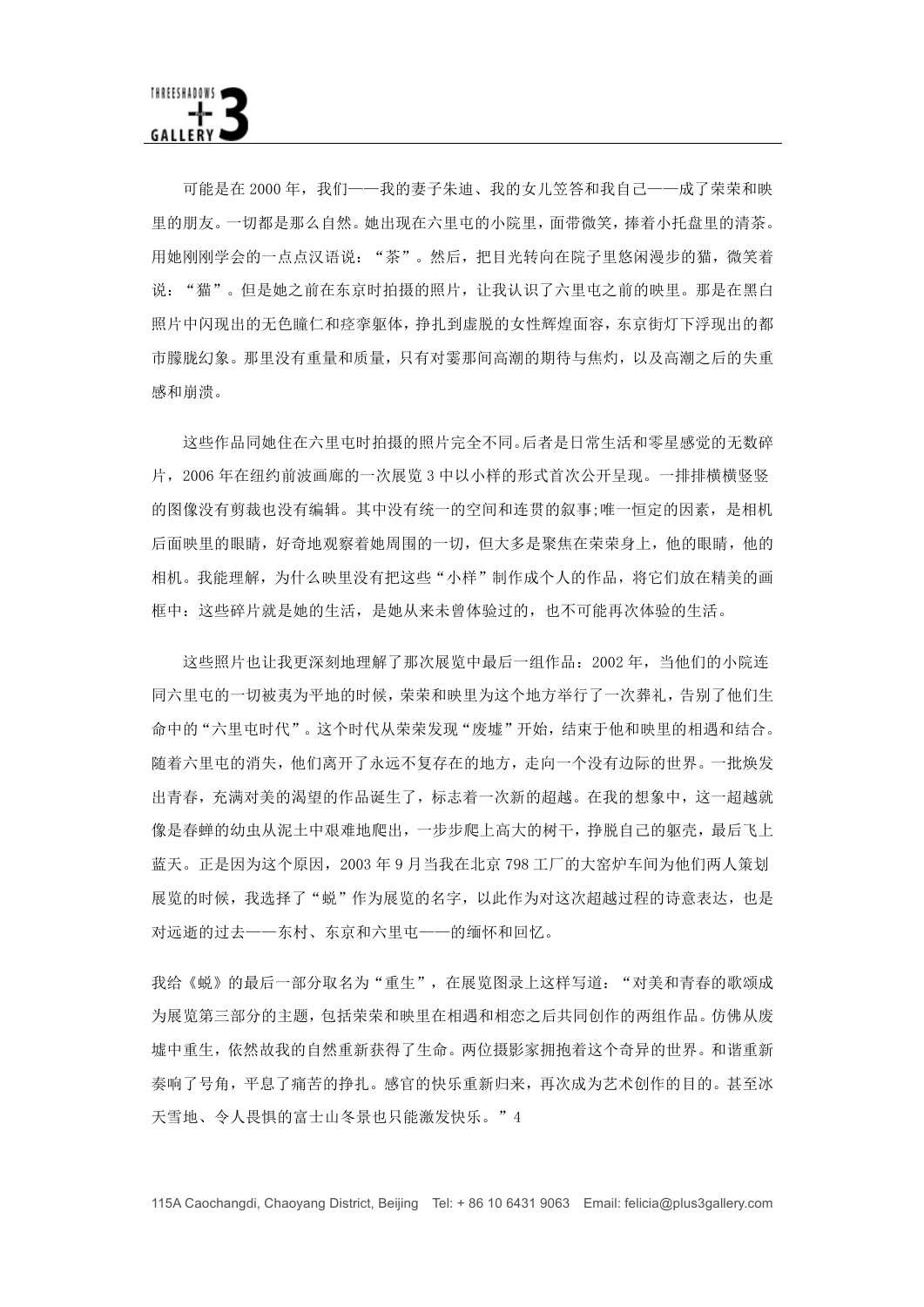可能是在 2000 年，我们——我的妻子朱迪、我的女儿笠答和我自己——成了荣荣和映里的朋友。一切都是那么自然。她出现在六里屯的小院里，面带微笑，捧着小托盘里的清茶。用她刚刚学会的一点点汉语说："茶"。然后，把目光转向在院子里悠闲漫步的猫，微笑着说："猫"。但是她之前在东京时拍摄的照片，让我认识了六里屯之前的映里。那是在黑白照片中闪现出的无色瞳仁和痉挛躯体，挣扎到虚脱的女性辉煌面容，东京街灯下浮现出的都市朦胧幻象。那里没有重量和质量，只有对霎那间高潮的期待与焦灼，以及高潮之后的失重感和崩溃。

这些作品同她住在六里屯时拍摄的照片完全不同。后者是日常生活和零星感觉的无数碎片，2006 年在纽约前波画廊的一次展览 3 中以小样的形式首次公开呈现。一排排横横竖竖的图像没有剪裁也没有编辑。其中没有统一的空间和连贯的叙事;唯一恒定的因素，是相机后面映里的眼睛，好奇地观察着她周围的一切，但大多是聚焦在荣荣身上，他的眼睛，他的相机。我能理解，为什么映里没有把这些"小样"制作成个人的作品，将它们放在精美的画框中：这些碎片就是她的生活，是她从来未曾体验过的，也不可能再次体验的生活。

这些照片也让我更深刻地理解了那次展览中最后一组作品：2002 年，当他们的小院连同六里屯的一切被夷为平地的时候，荣荣和映里为这个地方举行了一次葬礼，告别了他们生命中的"六里屯时代"。这个时代从荣荣发现"废墟"开始，结束于他和映里的相遇和结合。随着六里屯的消失，他们离开了永远不复存在的地方，走向一个没有边际的世界。一批焕发出青春，充满对美的渴望的作品诞生了，标志着一次新的超越。在我的想象中，这一超越就像是春蝉的幼虫从泥土中艰难地爬出，一步步爬上高大的树干，挣脱自己的躯壳，最后飞上蓝天。正是因为这个原因，2003 年 9 月当我在北京 798 工厂的大窑炉车间为他们两人策划展览的时候，我选择了"蜕"作为展览的名字，以此作为对这次超越过程的诗意表达，也是对远逝的过去——东村、东京和六里屯——的缅怀和回忆。

我给《蜕》的最后一部分取名为"重生"，在展览图录上这样写道："对美和青春的歌颂成为展览第三部分的主题，包括荣荣和映里在相遇和相恋之后共同创作的两组作品。仿佛从废墟中重生，依然故我的自然重新获得了生命。两位摄影家拥抱着这个奇异的世界。和谐重新奏响了号角，平息了痛苦的挣扎。感官的快乐重新归来，再次成为艺术创作的目的。甚至冰天雪地、令人畏惧的富士山冬景也只能激发快乐。"4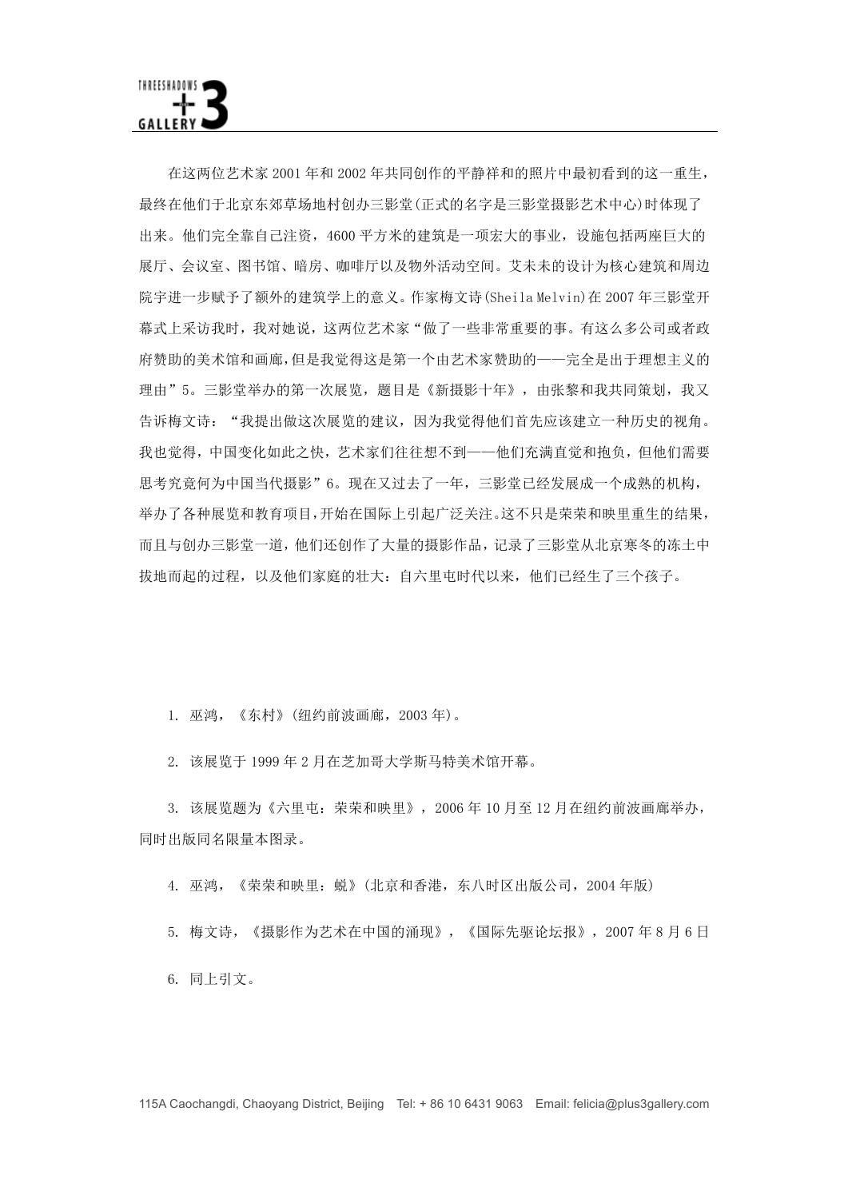在这两位艺术家2001年和2002年共同创作的平静祥和的照片中最初看到的这一重生，最终在他们于北京东郊草场地村创办三影堂(正式的名字是三影堂摄影艺术中心)时体现了出来。他们完全靠自己注资，4600平方米的建筑是一项宏大的事业，设施包括两座巨大的展厅、会议室、图书馆、暗房、咖啡厅以及物外活动空间。艾未未的设计为核心建筑和周边院宇进一步赋予了额外的建筑学上的意义。作家梅文诗(Sheila Melvin)在2007年三影堂开幕式上采访我时，我对她说，这两位艺术家“做了一些非常重要的事。有这么多公司或者政府赞助的美术馆和画廊，但是我觉得这是第一个由艺术家赞助的——完全是出于理想主义的理由”5。三影堂举办的第一次展览，题目是《新摄影十年》，由张黎和我共同策划，我又告诉梅文诗：“我提出做这次展览的建议，因为我觉得他们首先应该建立一种历史的视角。我也觉得，中国变化如此之快，艺术家们往往想不到——他们充满直觉和抱负，但他们需要思考究竟何为中国当代摄影”6。现在又过去了一年，三影堂已经发展成一个成熟的机构，举办了各种展览和教育项目，开始在国际上引起广泛关注。这不只是荣荣和映里重生的结果，而且与创办三影堂一道，他们还创作了大量的摄影作品，记录了三影堂从北京寒冬的冻土中拔地而起的过程，以及他们家庭的壮大：自六里屯时代以来，他们已经生了三个孩子。

1. 巫鸿，《东村》(纽约前波画廊，2003年)。

2. 该展览于1999年2月在芝加哥大学斯马特美术馆开幕。

3. 该展览题为《六里屯：荣荣和映里》，2006年10月至12月在纽约前波画廊举办，同时出版同名限量本图录。

4. 巫鸿，《荣荣和映里：蜕》(北京和香港，东八时区出版公司，2004年版)

5. 梅文诗，《摄影作为艺术在中国的涌现》，《国际先驱论坛报》，2007年8月6日

6. 同上引文。